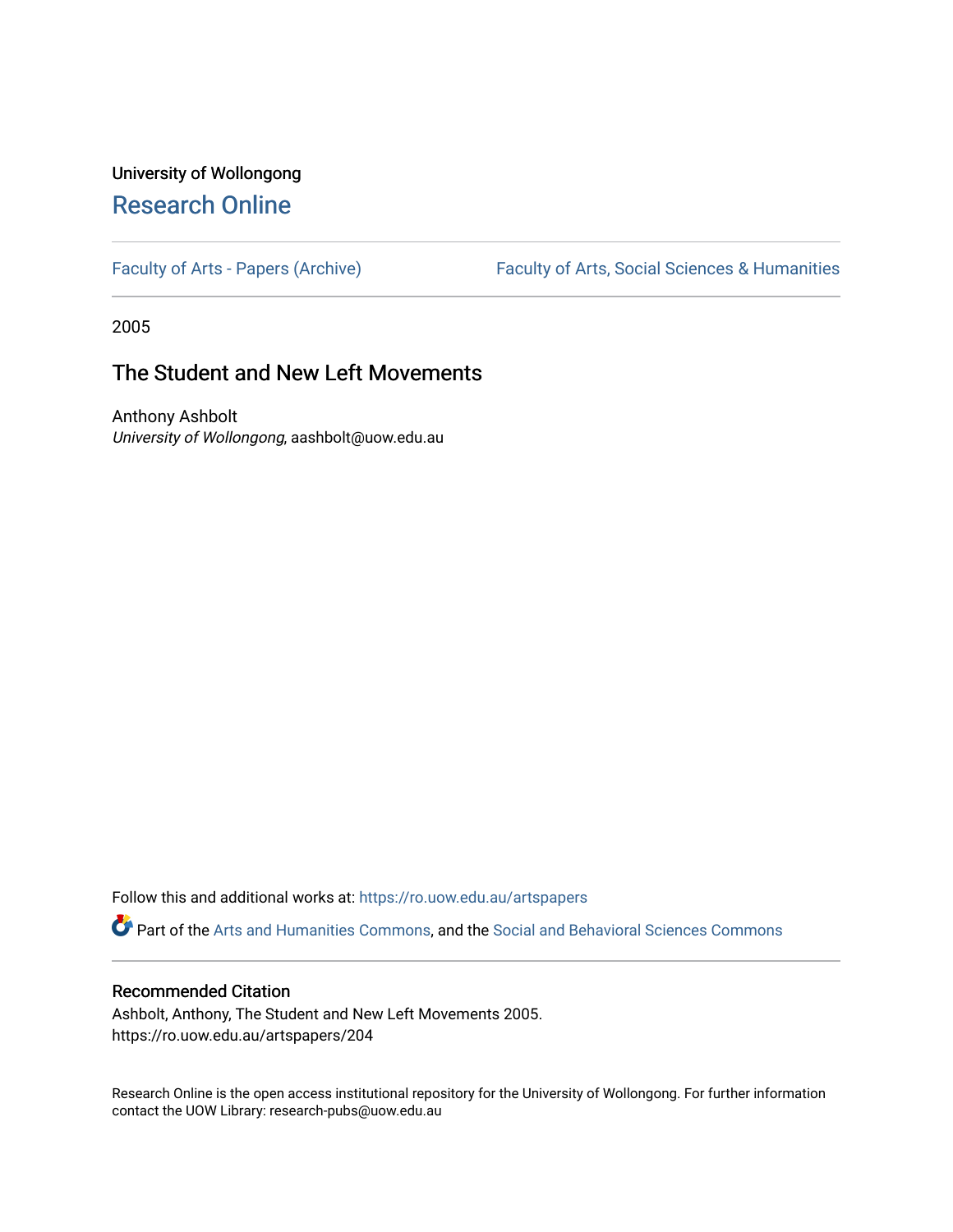University of Wollongong

# Research Online

Faculty of Arts - Papers (Archive) | Faculty of Arts, Social Sciences & Humanities

2005

## The Student and New Left Movements

Anthony Ashbolt
*University of Wollongong*, aashbolt@uow.edu.au

Follow this and additional works at: https://ro.uow.edu.au/artspapers

Part of the Arts and Humanities Commons, and the Social and Behavioral Sciences Commons

### Recommended Citation

Ashbolt, Anthony, The Student and New Left Movements 2005.
https://ro.uow.edu.au/artspapers/204

Research Online is the open access institutional repository for the University of Wollongong. For further information contact the UOW Library: research-pubs@uow.edu.au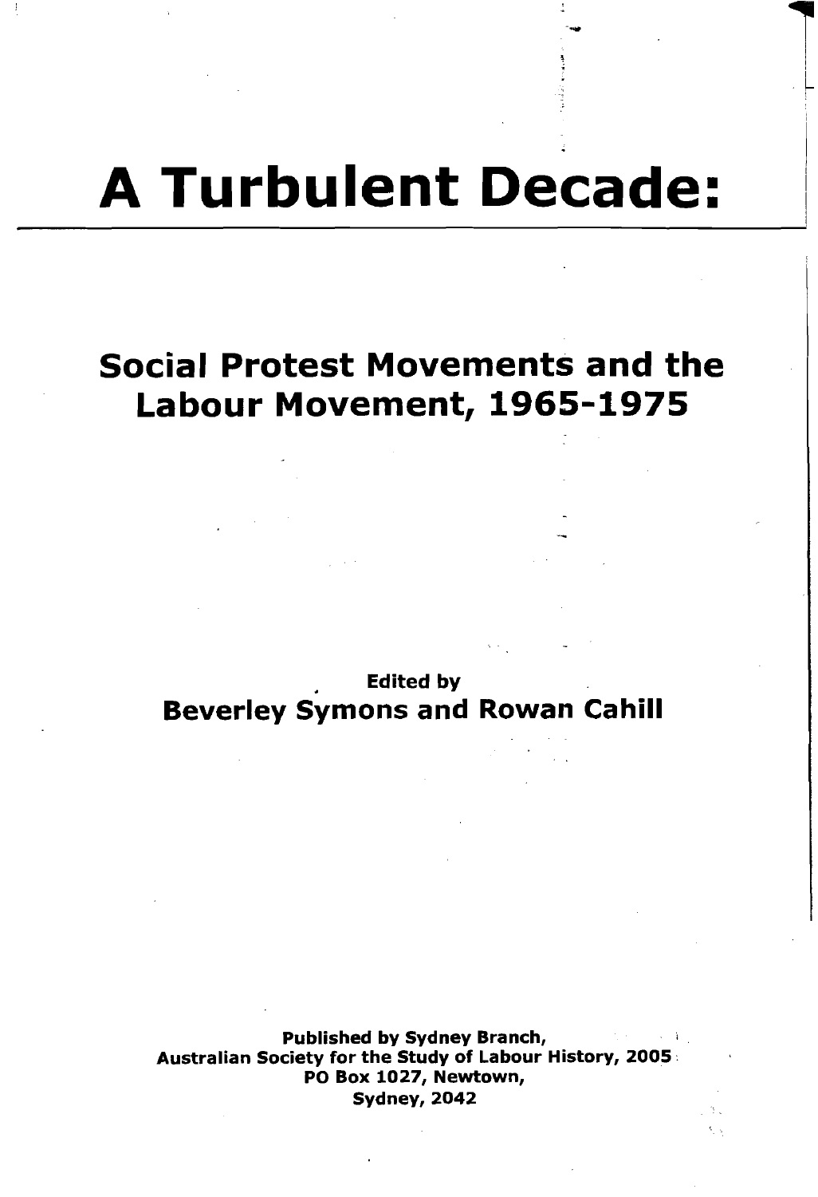# A Turbulent Decade:

## Social Protest Movements and the Labour Movement, 1965-1975

**Edited by**
**Beverley Symons and Rowan Cahill**

**Published by Sydney Branch,**
**Australian Society for the Study of Labour History, 2005**
**PO Box 1027, Newtown,**
**Sydney, 2042**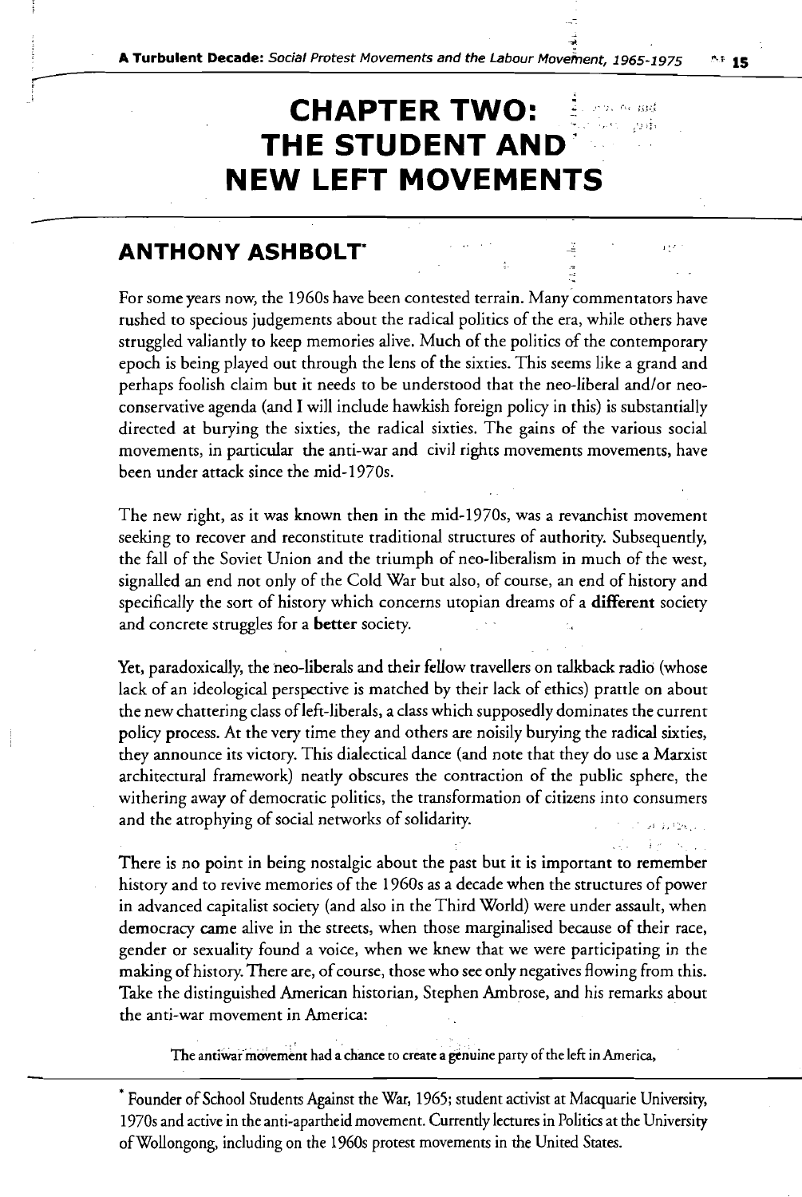# CHAPTER TWO: THE STUDENT AND NEW LEFT MOVEMENTS

## ANTHONY ASHBOLT*

For some years now, the 1960s have been contested terrain. Many commentators have rushed to specious judgements about the radical politics of the era, while others have struggled valiantly to keep memories alive. Much of the politics of the contemporary epoch is being played out through the lens of the sixties. This seems like a grand and perhaps foolish claim but it needs to be understood that the neo-liberal and/or neo-conservative agenda (and I will include hawkish foreign policy in this) is substantially directed at burying the sixties, the radical sixties. The gains of the various social movements, in particular the anti-war and civil rights movements movements, have been under attack since the mid-1970s.

The new right, as it was known then in the mid-1970s, was a revanchist movement seeking to recover and reconstitute traditional structures of authority. Subsequently, the fall of the Soviet Union and the triumph of neo-liberalism in much of the west, signalled an end not only of the Cold War but also, of course, an end of history and specifically the sort of history which concerns utopian dreams of a **different** society and concrete struggles for a **better** society.

Yet, paradoxically, the neo-liberals and their fellow travellers on talkback radio (whose lack of an ideological perspective is matched by their lack of ethics) prattle on about the new chattering class of left-liberals, a class which supposedly dominates the current policy process. At the very time they and others are noisily burying the radical sixties, they announce its victory. This dialectical dance (and note that they do use a Marxist architectural framework) neatly obscures the contraction of the public sphere, the withering away of democratic politics, the transformation of citizens into consumers and the atrophying of social networks of solidarity.

There is no point in being nostalgic about the past but it is important to remember history and to revive memories of the 1960s as a decade when the structures of power in advanced capitalist society (and also in the Third World) were under assault, when democracy came alive in the streets, when those marginalised because of their race, gender or sexuality found a voice, when we knew that we were participating in the making of history. There are, of course, those who see only negatives flowing from this. Take the distinguished American historian, Stephen Ambrose, and his remarks about the anti-war movement in America:

> The antiwar movement had a chance to create a genuine party of the left in America,

* Founder of School Students Against the War, 1965; student activist at Macquarie University, 1970s and active in the anti-apartheid movement. Currently lectures in Politics at the University of Wollongong, including on the 1960s protest movements in the United States.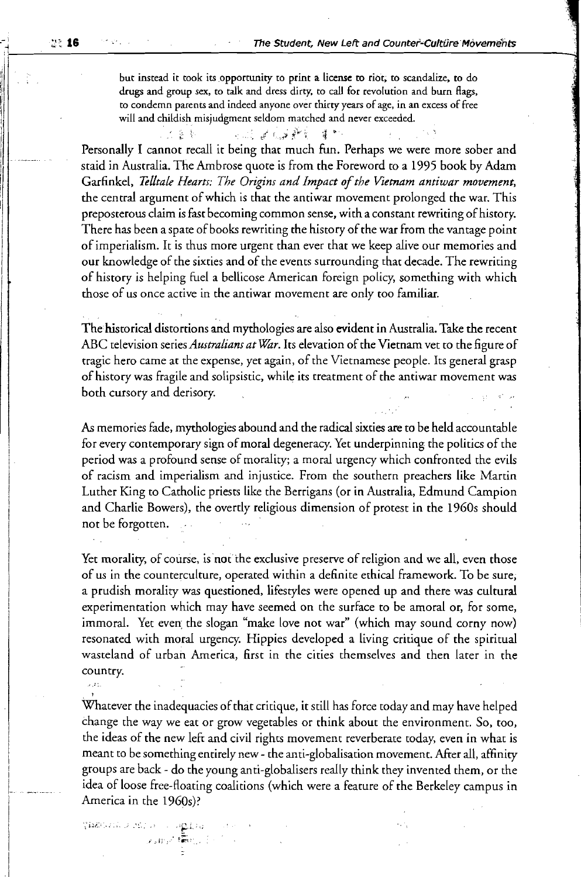> but instead it took its opportunity to print a license to riot, to scandalize, to do drugs and group sex, to talk and dress dirty, to call for revolution and burn flags, to condemn parents and indeed anyone over thirty years of age, in an excess of free will and childish misjudgment seldom matched and never exceeded.

Personally I cannot recall it being that much fun. Perhaps we were more sober and staid in Australia. The Ambrose quote is from the Foreword to a 1995 book by Adam Garfinkel, *Telltale Hearts: The Origins and Impact of the Vietnam antiwar movement*, the central argument of which is that the antiwar movement prolonged the war. This preposterous claim is fast becoming common sense, with a constant rewriting of history. There has been a spate of books rewriting the history of the war from the vantage point of imperialism. It is thus more urgent than ever that we keep alive our memories and our knowledge of the sixties and of the events surrounding that decade. The rewriting of history is helping fuel a bellicose American foreign policy, something with which those of us once active in the antiwar movement are only too familiar.

The historical distortions and mythologies are also evident in Australia. Take the recent ABC television series *Australians at War*. Its elevation of the Vietnam vet to the figure of tragic hero came at the expense, yet again, of the Vietnamese people. Its general grasp of history was fragile and solipsistic, while its treatment of the antiwar movement was both cursory and derisory.

As memories fade, mythologies abound and the radical sixties are to be held accountable for every contemporary sign of moral degeneracy. Yet underpinning the politics of the period was a profound sense of morality; a moral urgency which confronted the evils of racism and imperialism and injustice. From the southern preachers like Martin Luther King to Catholic priests like the Berrigans (or in Australia, Edmund Campion and Charlie Bowers), the overtly religious dimension of protest in the 1960s should not be forgotten.

Yet morality, of course, is not the exclusive preserve of religion and we all, even those of us in the counterculture, operated within a definite ethical framework. To be sure, a prudish morality was questioned, lifestyles were opened up and there was cultural experimentation which may have seemed on the surface to be amoral or, for some, immoral. Yet even the slogan "make love not war" (which may sound corny now) resonated with moral urgency. Hippies developed a living critique of the spiritual wasteland of urban America, first in the cities themselves and then later in the country.

Whatever the inadequacies of that critique, it still has force today and may have helped change the way we eat or grow vegetables or think about the environment. So, too, the ideas of the new left and civil rights movement reverberate today, even in what is meant to be something entirely new - the anti-globalisation movement. After all, affinity groups are back - do the young anti-globalisers really think they invented them, or the idea of loose free-floating coalitions (which were a feature of the Berkeley campus in America in the 1960s)?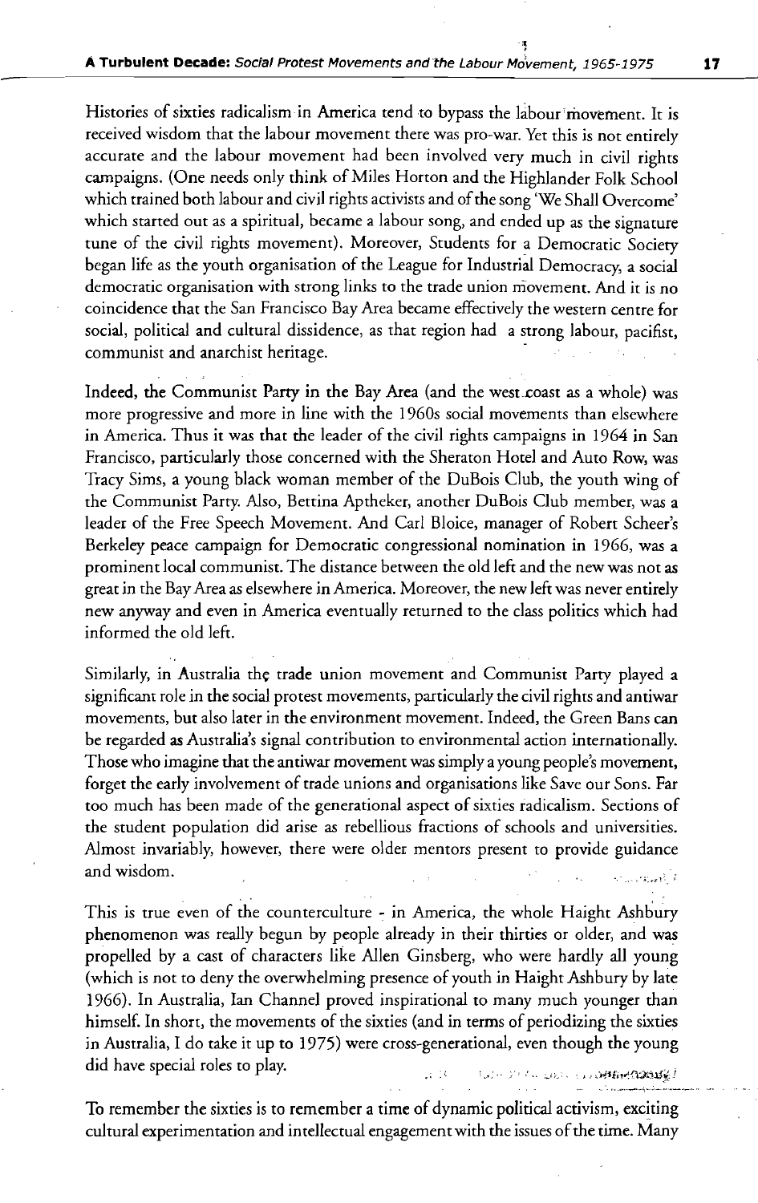Histories of sixties radicalism in America tend to bypass the labour movement. It is received wisdom that the labour movement there was pro-war. Yet this is not entirely accurate and the labour movement had been involved very much in civil rights campaigns. (One needs only think of Miles Horton and the Highlander Folk School which trained both labour and civil rights activists and of the song 'We Shall Overcome' which started out as a spiritual, became a labour song, and ended up as the signature tune of the civil rights movement). Moreover, Students for a Democratic Society began life as the youth organisation of the League for Industrial Democracy, a social democratic organisation with strong links to the trade union movement. And it is no coincidence that the San Francisco Bay Area became effectively the western centre for social, political and cultural dissidence, as that region had a strong labour, pacifist, communist and anarchist heritage.

Indeed, the Communist Party in the Bay Area (and the west coast as a whole) was more progressive and more in line with the 1960s social movements than elsewhere in America. Thus it was that the leader of the civil rights campaigns in 1964 in San Francisco, particularly those concerned with the Sheraton Hotel and Auto Row, was Tracy Sims, a young black woman member of the DuBois Club, the youth wing of the Communist Party. Also, Bettina Aptheker, another DuBois Club member, was a leader of the Free Speech Movement. And Carl Bloice, manager of Robert Scheer's Berkeley peace campaign for Democratic congressional nomination in 1966, was a prominent local communist. The distance between the old left and the new was not as great in the Bay Area as elsewhere in America. Moreover, the new left was never entirely new anyway and even in America eventually returned to the class politics which had informed the old left.

Similarly, in Australia the trade union movement and Communist Party played a significant role in the social protest movements, particularly the civil rights and antiwar movements, but also later in the environment movement. Indeed, the Green Bans can be regarded as Australia's signal contribution to environmental action internationally. Those who imagine that the antiwar movement was simply a young people's movement, forget the early involvement of trade unions and organisations like Save our Sons. Far too much has been made of the generational aspect of sixties radicalism. Sections of the student population did arise as rebellious fractions of schools and universities. Almost invariably, however, there were older mentors present to provide guidance and wisdom.

This is true even of the counterculture - in America, the whole Haight Ashbury phenomenon was really begun by people already in their thirties or older, and was propelled by a cast of characters like Allen Ginsberg, who were hardly all young (which is not to deny the overwhelming presence of youth in Haight Ashbury by late 1966). In Australia, Ian Channel proved inspirational to many much younger than himself. In short, the movements of the sixties (and in terms of periodizing the sixties in Australia, I do take it up to 1975) were cross-generational, even though the young did have special roles to play.

To remember the sixties is to remember a time of dynamic political activism, exciting cultural experimentation and intellectual engagement with the issues of the time. Many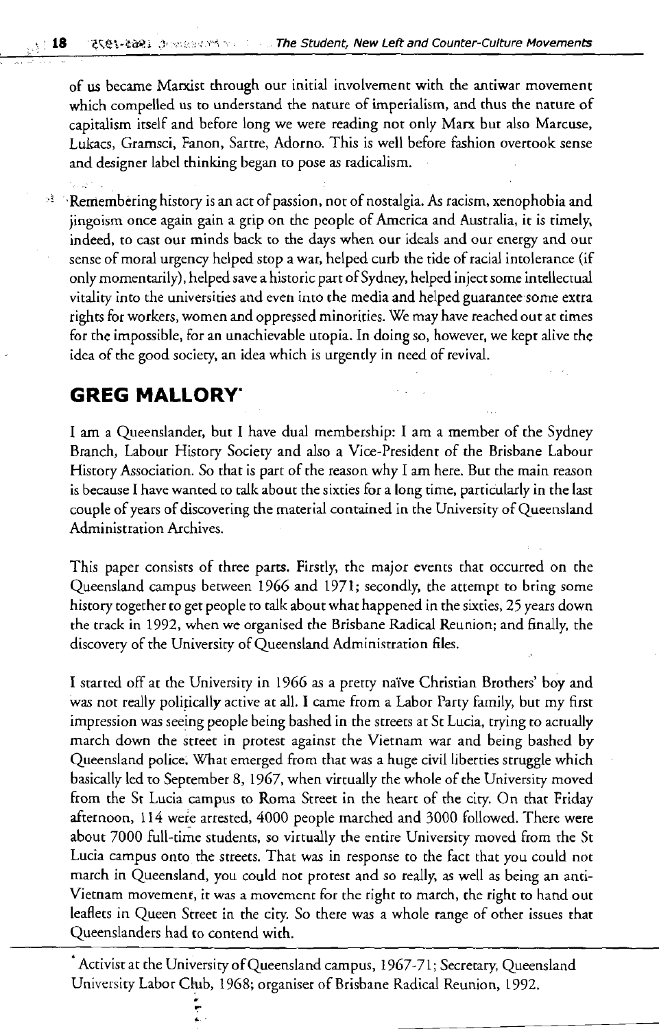of us became Marxist through our initial involvement with the antiwar movement which compelled us to understand the nature of imperialism, and thus the nature of capitalism itself and before long we were reading not only Marx but also Marcuse, Lukacs, Gramsci, Fanon, Sartre, Adorno. This is well before fashion overtook sense and designer label thinking began to pose as radicalism.

Remembering history is an act of passion, not of nostalgia. As racism, xenophobia and jingoism once again gain a grip on the people of America and Australia, it is timely, indeed, to cast our minds back to the days when our ideals and our energy and our sense of moral urgency helped stop a war, helped curb the tide of racial intolerance (if only momentarily), helped save a historic part of Sydney, helped inject some intellectual vitality into the universities and even into the media and helped guarantee some extra rights for workers, women and oppressed minorities. We may have reached out at times for the impossible, for an unachievable utopia. In doing so, however, we kept alive the idea of the good society, an idea which is urgently in need of revival.

## GREG MALLORY*

I am a Queenslander, but I have dual membership: I am a member of the Sydney Branch, Labour History Society and also a Vice-President of the Brisbane Labour History Association. So that is part of the reason why I am here. But the main reason is because I have wanted to talk about the sixties for a long time, particularly in the last couple of years of discovering the material contained in the University of Queensland Administration Archives.

This paper consists of three parts. Firstly, the major events that occurred on the Queensland campus between 1966 and 1971; secondly, the attempt to bring some history together to get people to talk about what happened in the sixties, 25 years down the track in 1992, when we organised the Brisbane Radical Reunion; and finally, the discovery of the University of Queensland Administration files.

I started off at the University in 1966 as a pretty naïve Christian Brothers' boy and was not really politically active at all. I came from a Labor Party family, but my first impression was seeing people being bashed in the streets at St Lucia, trying to actually march down the street in protest against the Vietnam war and being bashed by Queensland police. What emerged from that was a huge civil liberties struggle which basically led to September 8, 1967, when virtually the whole of the University moved from the St Lucia campus to Roma Street in the heart of the city. On that Friday afternoon, 114 were arrested, 4000 people marched and 3000 followed. There were about 7000 full-time students, so virtually the entire University moved from the St Lucia campus onto the streets. That was in response to the fact that you could not march in Queensland, you could not protest and so really, as well as being an anti-Vietnam movement, it was a movement for the right to march, the right to hand out leaflets in Queen Street in the city. So there was a whole range of other issues that Queenslanders had to contend with.

* Activist at the University of Queensland campus, 1967-71; Secretary, Queensland University Labor Club, 1968; organiser of Brisbane Radical Reunion, 1992.